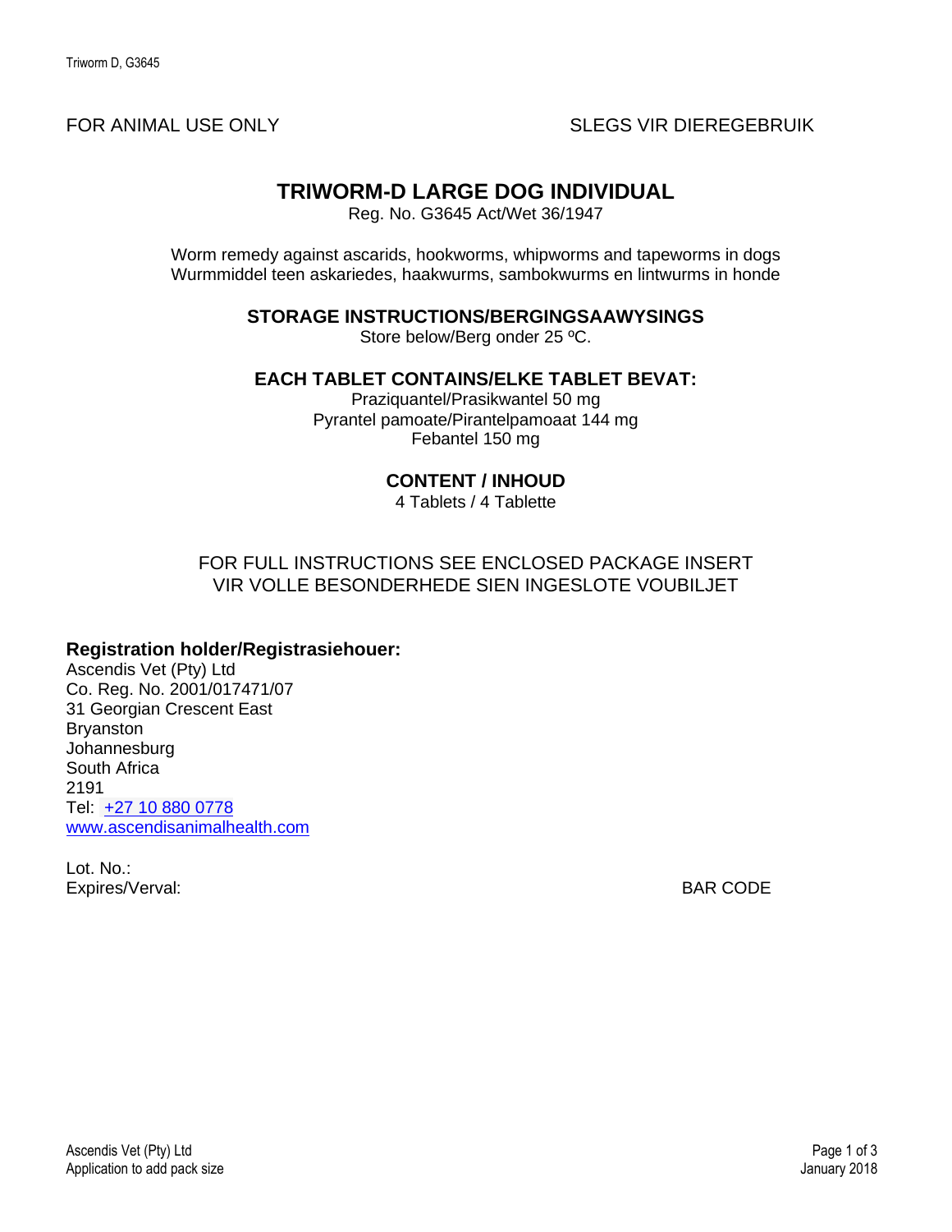FOR ANIMAL USE ONLY SLEGS VIR DIEREGEBRUIK

# TRIWORM-D LARGE DOG INDIVIDUAL

Reg. No. G3645 Act/Wet 36/1947

Worm remedy against ascarids, hookworms, whipworms and tapeworms in dogs
Wurmmiddel teen askariedes, haakwurms, sambokwurms en lintwurms in honde

## STORAGE INSTRUCTIONS/BERGINGSAAWYSINGS

Store below/Berg onder 25 ºC.

## EACH TABLET CONTAINS/ELKE TABLET BEVAT:

Praziquantel/Prasikwantel 50 mg
Pyrantel pamoate/Pirantelpamoaat 144 mg
Febantel 150 mg

## CONTENT / INHOUD

4 Tablets / 4 Tablette

FOR FULL INSTRUCTIONS SEE ENCLOSED PACKAGE INSERT
VIR VOLLE BESONDERHEDE SIEN INGESLOTE VOUBILJET

**Registration holder/Registrasiehouer:**
Ascendis Vet (Pty) Ltd
Co. Reg. No. 2001/017471/07
31 Georgian Crescent East
Bryanston
Johannesburg
South Africa
2191
Tel: +27 10 880 0778
www.ascendisanimalhealth.com

Lot. No.:
Expires/Verval: BAR CODE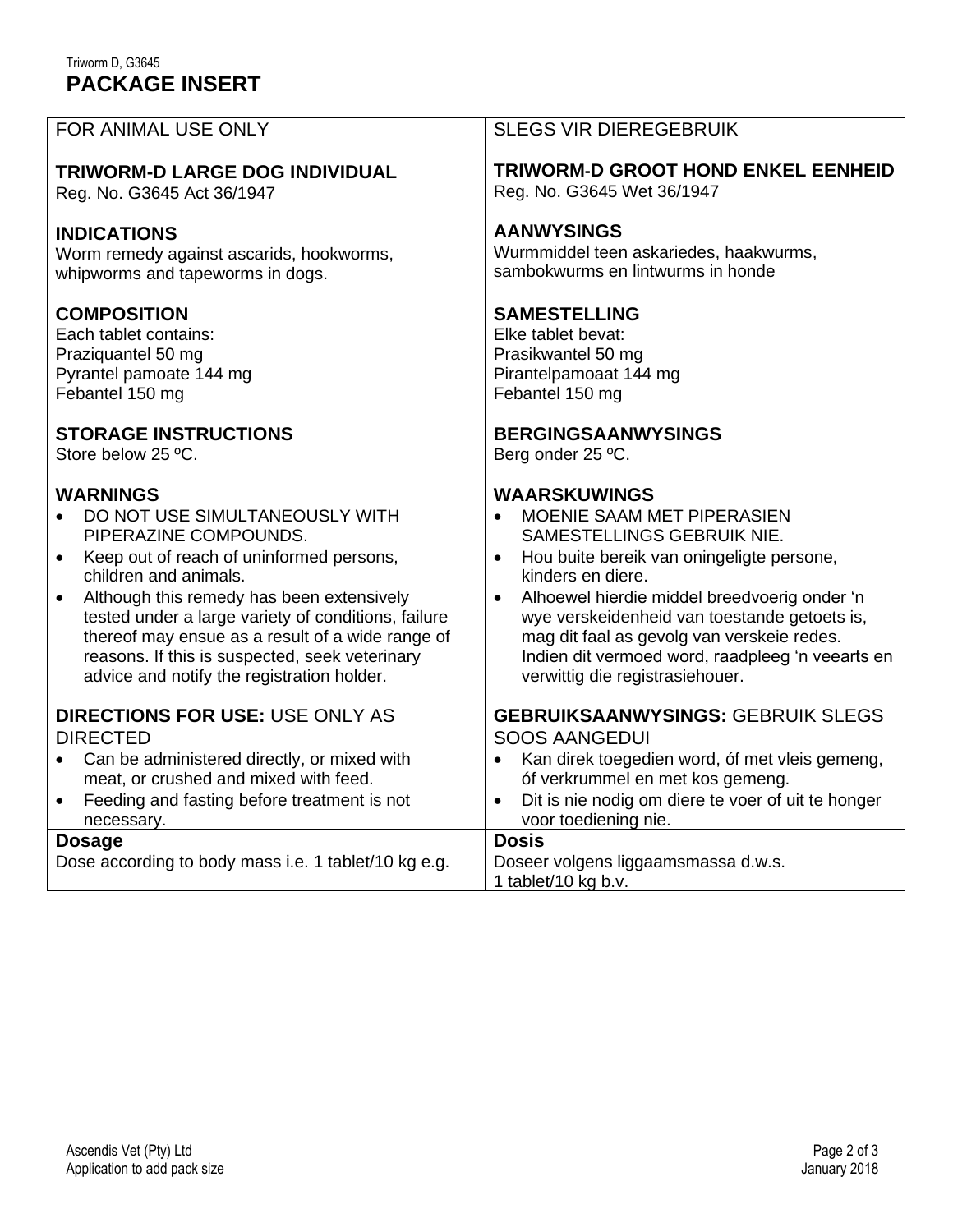Triworm D, G3645

# PACKAGE INSERT

FOR ANIMAL USE ONLY

## TRIWORM-D LARGE DOG INDIVIDUAL

Reg. No. G3645 Act 36/1947

### INDICATIONS

Worm remedy against ascarids, hookworms, whipworms and tapeworms in dogs.

### COMPOSITION

Each tablet contains:
Praziquantel 50 mg
Pyrantel pamoate 144 mg
Febantel 150 mg

### STORAGE INSTRUCTIONS

Store below 25 ºC.

### WARNINGS

- DO NOT USE SIMULTANEOUSLY WITH PIPERAZINE COMPOUNDS.
- Keep out of reach of uninformed persons, children and animals.
- Although this remedy has been extensively tested under a large variety of conditions, failure thereof may ensue as a result of a wide range of reasons. If this is suspected, seek veterinary advice and notify the registration holder.

### DIRECTIONS FOR USE: USE ONLY AS DIRECTED

- Can be administered directly, or mixed with meat, or crushed and mixed with feed.
- Feeding and fasting before treatment is not necessary.

### Dosage

Dose according to body mass i.e. 1 tablet/10 kg e.g.

---

SLEGS VIR DIEREGEBRUIK

## TRIWORM-D GROOT HOND ENKEL EENHEID

Reg. No. G3645 Wet 36/1947

### AANWYSINGS

Wurmmiddel teen askariedes, haakwurms, sambokwurms en lintwurms in honde

### SAMESTELLING

Elke tablet bevat:
Prasikwantel 50 mg
Pirantelpamoaat 144 mg
Febantel 150 mg

### BERGINGSAANWYSINGS

Berg onder 25 ºC.

### WAARSKUWINGS

- MOENIE SAAM MET PIPERASIEN SAMESTELLINGS GEBRUIK NIE.
- Hou buite bereik van oningeligte persone, kinders en diere.
- Alhoewel hierdie middel breedvoerig onder 'n wye verskeidenheid van toestande getoets is, mag dit faal as gevolg van verskeie redes. Indien dit vermoed word, raadpleeg 'n veearts en verwittig die registrasiehouer.

### GEBRUIKSAANWYSINGS: GEBRUIK SLEGS SOOS AANGEDUI

- Kan direk toegedien word, óf met vleis gemeng, óf verkrummel en met kos gemeng.
- Dit is nie nodig om diere te voer of uit te honger voor toediening nie.

### Dosis

Doseer volgens liggaamsmassa d.w.s.
1 tablet/10 kg b.v.

Ascendis Vet (Pty) Ltd
Application to add pack size

January 2018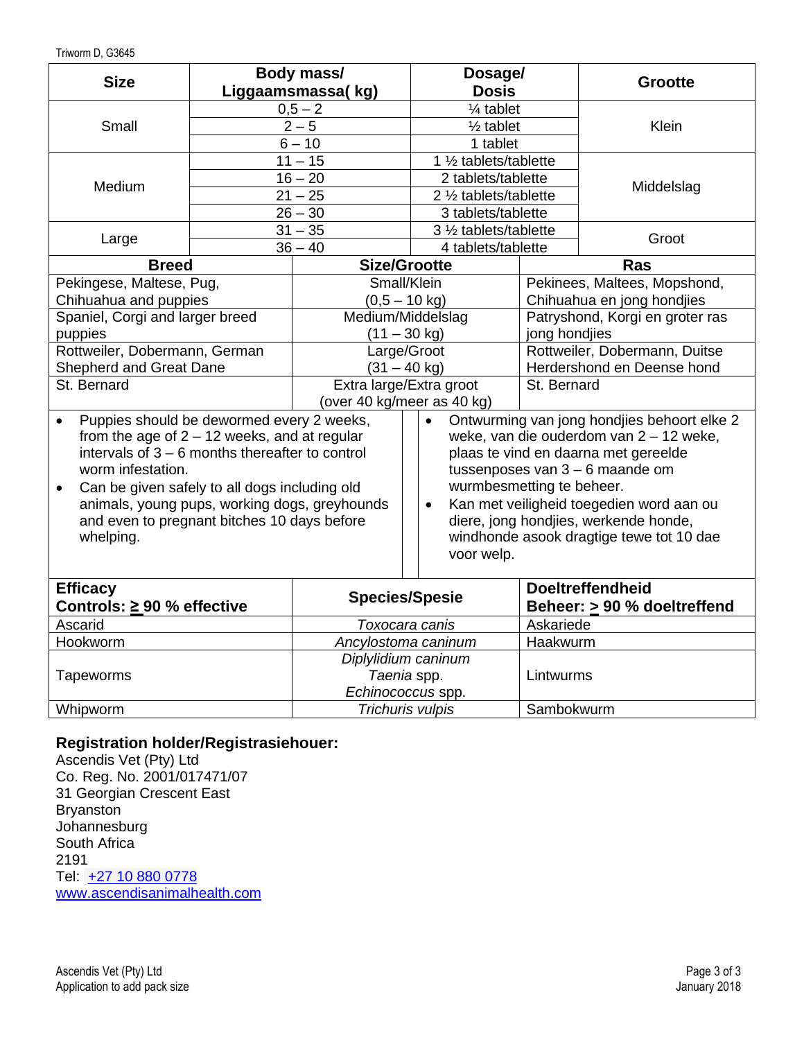Triworm D, G3645

| Size | Body mass/ Liggaamsmassa( kg) | Dosage/ Dosis | Grootte |
|---|---|---|---|
| Small | 0,5 – 2 | ¼ tablet | Klein |
| | 2 – 5 | ½ tablet | |
| | 6 – 10 | 1 tablet | |
| Medium | 11 – 15 | 1 ½ tablets/tablette | Middelslag |
| | 16 – 20 | 2 tablets/tablette | |
| | 21 – 25 | 2 ½ tablets/tablette | |
| | 26 – 30 | 3 tablets/tablette | |
| Large | 31 – 35 | 3 ½ tablets/tablette | Groot |
| | 36 – 40 | 4 tablets/tablette | |

| Breed | Size/Grootte | Ras |
|---|---|---|
| Pekingese, Maltese, Pug, Chihuahua and puppies | Small/Klein (0,5 – 10 kg) | Pekinees, Maltees, Mopshond, Chihuahua en jong hondjies |
| Spaniel, Corgi and larger breed puppies | Medium/Middelslag (11 – 30 kg) | Patryshond, Korgi en groter ras jong hondjies |
| Rottweiler, Dobermann, German Shepherd and Great Dane | Large/Groot (31 – 40 kg) | Rottweiler, Dobermann, Duitse Herdershond en Deense hond |
| St. Bernard | Extra large/Extra groot (over 40 kg/meer as 40 kg) | St. Bernard |

- Puppies should be dewormed every 2 weeks, from the age of 2 – 12 weeks, and at regular intervals of 3 – 6 months thereafter to control worm infestation.
- Can be given safely to all dogs including old animals, young pups, working dogs, greyhounds and even to pregnant bitches 10 days before whelping.

- Ontwurming van jong hondjies behoort elke 2 weke, van die ouderdom van 2 – 12 weke, plaas te vind en daarna met gereelde tussenposes van 3 – 6 maande om wurmbesmetting te beheer.
- Kan met veiligheid toegedien word aan ou diere, jong hondjies, werkende honde, windhonde asook dragtige tewe tot 10 dae voor welp.

| **Efficacy** **Controls: ≥ 90 % effective** | **Species/Spesie** | **Doeltreffendheid** **Beheer: ≥ 90 % doeltreffend** |
|---|---|---|
| Ascarid | *Toxocara canis* | Askariede |
| Hookworm | *Ancylostoma caninum* | Haakwurm |
| Tapeworms | *Diplylidium caninum* *Taenia* spp. *Echinococcus* spp. | Lintwurms |
| Whipworm | *Trichuris vulpis* | Sambokwurm |

**Registration holder/Registrasiehouer:**
Ascendis Vet (Pty) Ltd
Co. Reg. No. 2001/017471/07
31 Georgian Crescent East
Bryanston
Johannesburg
South Africa
2191
Tel: +27 10 880 0778
www.ascendisanimalhealth.com

Ascendis Vet (Pty) Ltd
Application to add pack size

January 2018